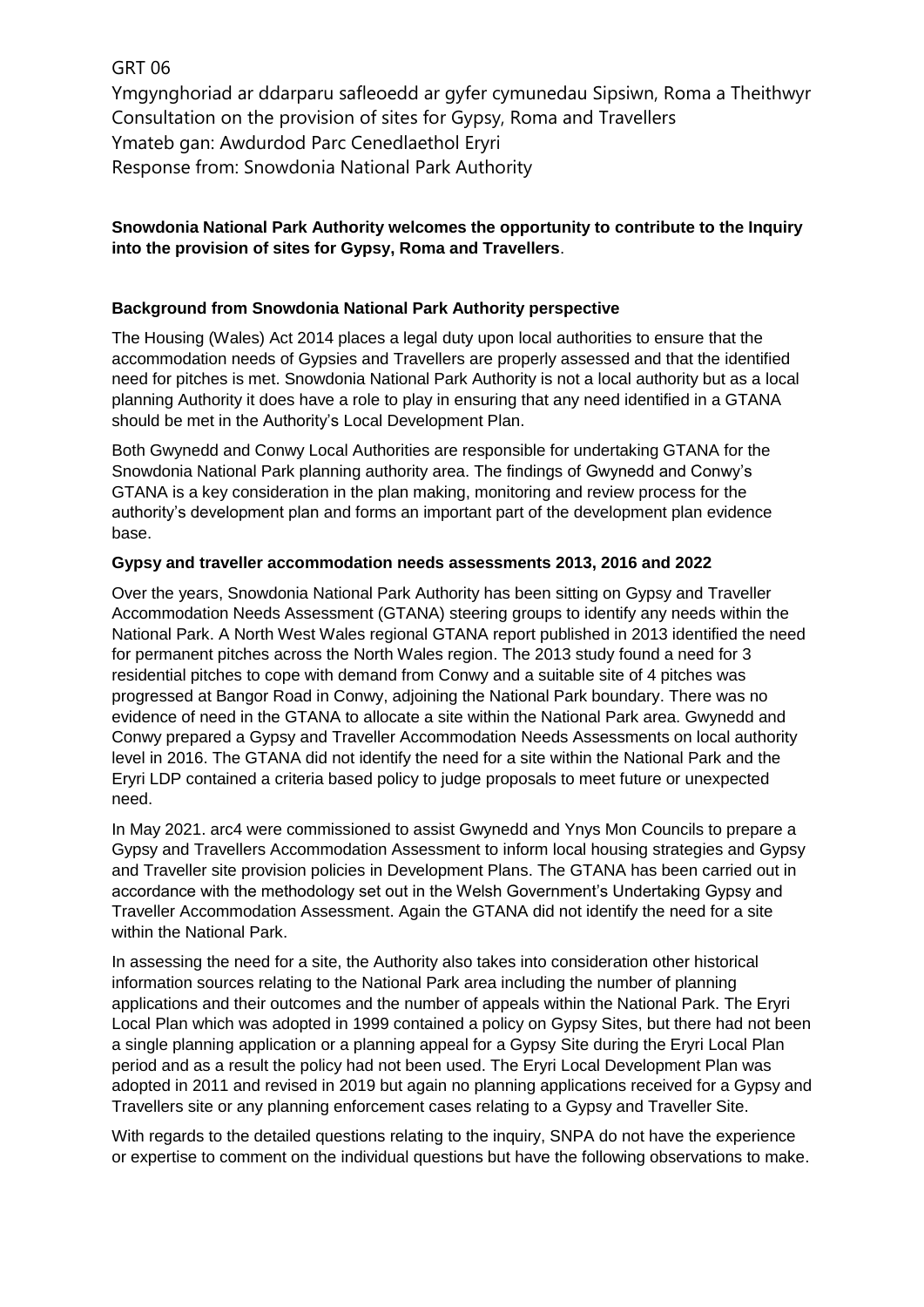GRT 06

Ymgynghoriad ar ddarparu safleoedd ar gyfer cymunedau Sipsiwn, Roma a Theithwyr
Consultation on the provision of sites for Gypsy, Roma and Travellers
Ymateb gan: Awdurdod Parc Cenedlaethol Eryri
Response from: Snowdonia National Park Authority

**Snowdonia National Park Authority welcomes the opportunity to contribute to the Inquiry into the provision of sites for Gypsy, Roma and Travellers**.

**Background from Snowdonia National Park Authority perspective**

The Housing (Wales) Act 2014 places a legal duty upon local authorities to ensure that the accommodation needs of Gypsies and Travellers are properly assessed and that the identified need for pitches is met. Snowdonia National Park Authority is not a local authority but as a local planning Authority it does have a role to play in ensuring that any need identified in a GTANA should be met in the Authority's Local Development Plan.

Both Gwynedd and Conwy Local Authorities are responsible for undertaking GTANA for the Snowdonia National Park planning authority area. The findings of Gwynedd and Conwy's GTANA is a key consideration in the plan making, monitoring and review process for the authority's development plan and forms an important part of the development plan evidence base.

**Gypsy and traveller accommodation needs assessments 2013, 2016 and 2022**

Over the years, Snowdonia National Park Authority has been sitting on Gypsy and Traveller Accommodation Needs Assessment (GTANA) steering groups to identify any needs within the National Park. A North West Wales regional GTANA report published in 2013 identified the need for permanent pitches across the North Wales region. The 2013 study found a need for 3 residential pitches to cope with demand from Conwy and a suitable site of 4 pitches was progressed at Bangor Road in Conwy, adjoining the National Park boundary. There was no evidence of need in the GTANA to allocate a site within the National Park area. Gwynedd and Conwy prepared a Gypsy and Traveller Accommodation Needs Assessments on local authority level in 2016. The GTANA did not identify the need for a site within the National Park and the Eryri LDP contained a criteria based policy to judge proposals to meet future or unexpected need.

In May 2021. arc4 were commissioned to assist Gwynedd and Ynys Mon Councils to prepare a Gypsy and Travellers Accommodation Assessment to inform local housing strategies and Gypsy and Traveller site provision policies in Development Plans. The GTANA has been carried out in accordance with the methodology set out in the Welsh Government's Undertaking Gypsy and Traveller Accommodation Assessment. Again the GTANA did not identify the need for a site within the National Park.

In assessing the need for a site, the Authority also takes into consideration other historical information sources relating to the National Park area including the number of planning applications and their outcomes and the number of appeals within the National Park. The Eryri Local Plan which was adopted in 1999 contained a policy on Gypsy Sites, but there had not been a single planning application or a planning appeal for a Gypsy Site during the Eryri Local Plan period and as a result the policy had not been used. The Eryri Local Development Plan was adopted in 2011 and revised in 2019 but again no planning applications received for a Gypsy and Travellers site or any planning enforcement cases relating to a Gypsy and Traveller Site.

With regards to the detailed questions relating to the inquiry, SNPA do not have the experience or expertise to comment on the individual questions but have the following observations to make.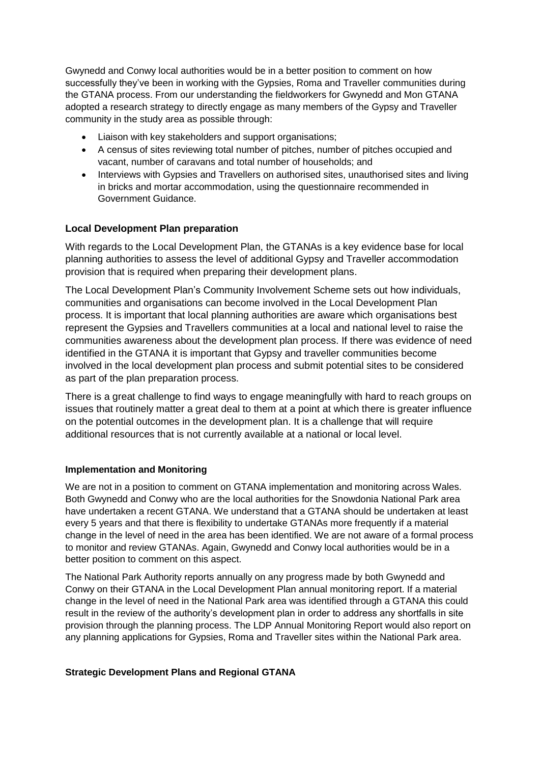Gwynedd and Conwy local authorities would be in a better position to comment on how successfully they've been in working with the Gypsies, Roma and Traveller communities during the GTANA process. From our understanding the fieldworkers for Gwynedd and Mon GTANA adopted a research strategy to directly engage as many members of the Gypsy and Traveller community in the study area as possible through:

- Liaison with key stakeholders and support organisations;
- A census of sites reviewing total number of pitches, number of pitches occupied and vacant, number of caravans and total number of households; and
- Interviews with Gypsies and Travellers on authorised sites, unauthorised sites and living in bricks and mortar accommodation, using the questionnaire recommended in Government Guidance.

**Local Development Plan preparation**

With regards to the Local Development Plan, the GTANAs is a key evidence base for local planning authorities to assess the level of additional Gypsy and Traveller accommodation provision that is required when preparing their development plans.

The Local Development Plan's Community Involvement Scheme sets out how individuals, communities and organisations can become involved in the Local Development Plan process. It is important that local planning authorities are aware which organisations best represent the Gypsies and Travellers communities at a local and national level to raise the communities awareness about the development plan process. If there was evidence of need identified in the GTANA it is important that Gypsy and traveller communities become involved in the local development plan process and submit potential sites to be considered as part of the plan preparation process.

There is a great challenge to find ways to engage meaningfully with hard to reach groups on issues that routinely matter a great deal to them at a point at which there is greater influence on the potential outcomes in the development plan. It is a challenge that will require additional resources that is not currently available at a national or local level.

**Implementation and Monitoring**

We are not in a position to comment on GTANA implementation and monitoring across Wales. Both Gwynedd and Conwy who are the local authorities for the Snowdonia National Park area have undertaken a recent GTANA. We understand that a GTANA should be undertaken at least every 5 years and that there is flexibility to undertake GTANAs more frequently if a material change in the level of need in the area has been identified. We are not aware of a formal process to monitor and review GTANAs. Again, Gwynedd and Conwy local authorities would be in a better position to comment on this aspect.

The National Park Authority reports annually on any progress made by both Gwynedd and Conwy on their GTANA in the Local Development Plan annual monitoring report. If a material change in the level of need in the National Park area was identified through a GTANA this could result in the review of the authority's development plan in order to address any shortfalls in site provision through the planning process. The LDP Annual Monitoring Report would also report on any planning applications for Gypsies, Roma and Traveller sites within the National Park area.

**Strategic Development Plans and Regional GTANA**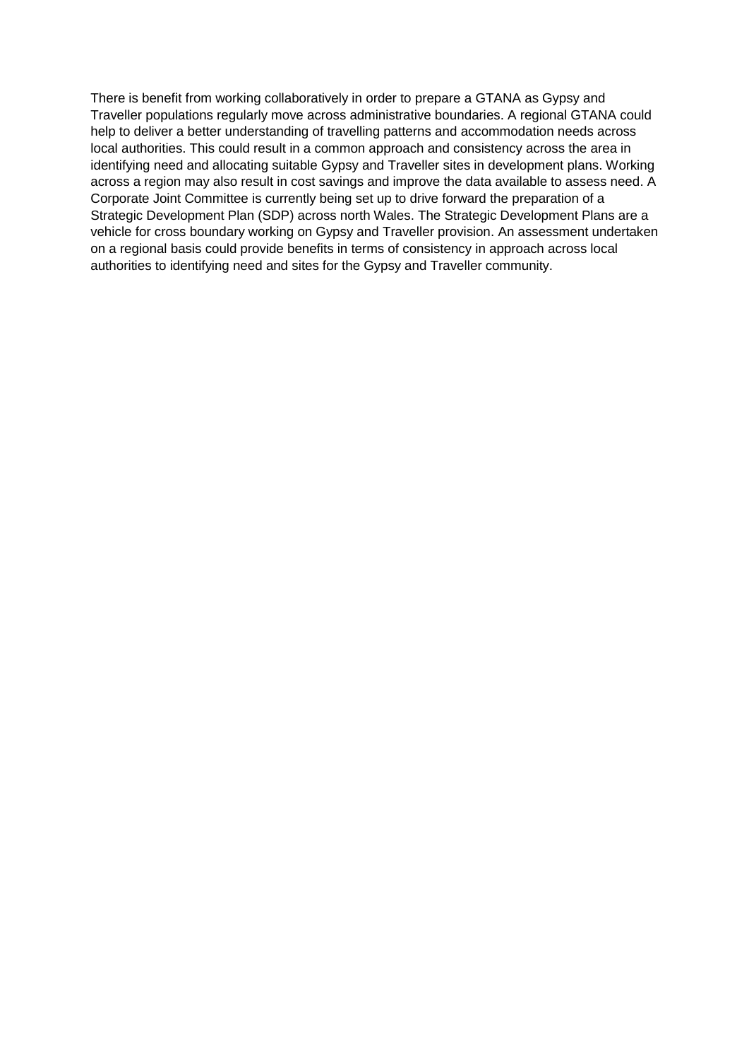There is benefit from working collaboratively in order to prepare a GTANA as Gypsy and Traveller populations regularly move across administrative boundaries. A regional GTANA could help to deliver a better understanding of travelling patterns and accommodation needs across local authorities. This could result in a common approach and consistency across the area in identifying need and allocating suitable Gypsy and Traveller sites in development plans. Working across a region may also result in cost savings and improve the data available to assess need. A Corporate Joint Committee is currently being set up to drive forward the preparation of a Strategic Development Plan (SDP) across north Wales. The Strategic Development Plans are a vehicle for cross boundary working on Gypsy and Traveller provision. An assessment undertaken on a regional basis could provide benefits in terms of consistency in approach across local authorities to identifying need and sites for the Gypsy and Traveller community.